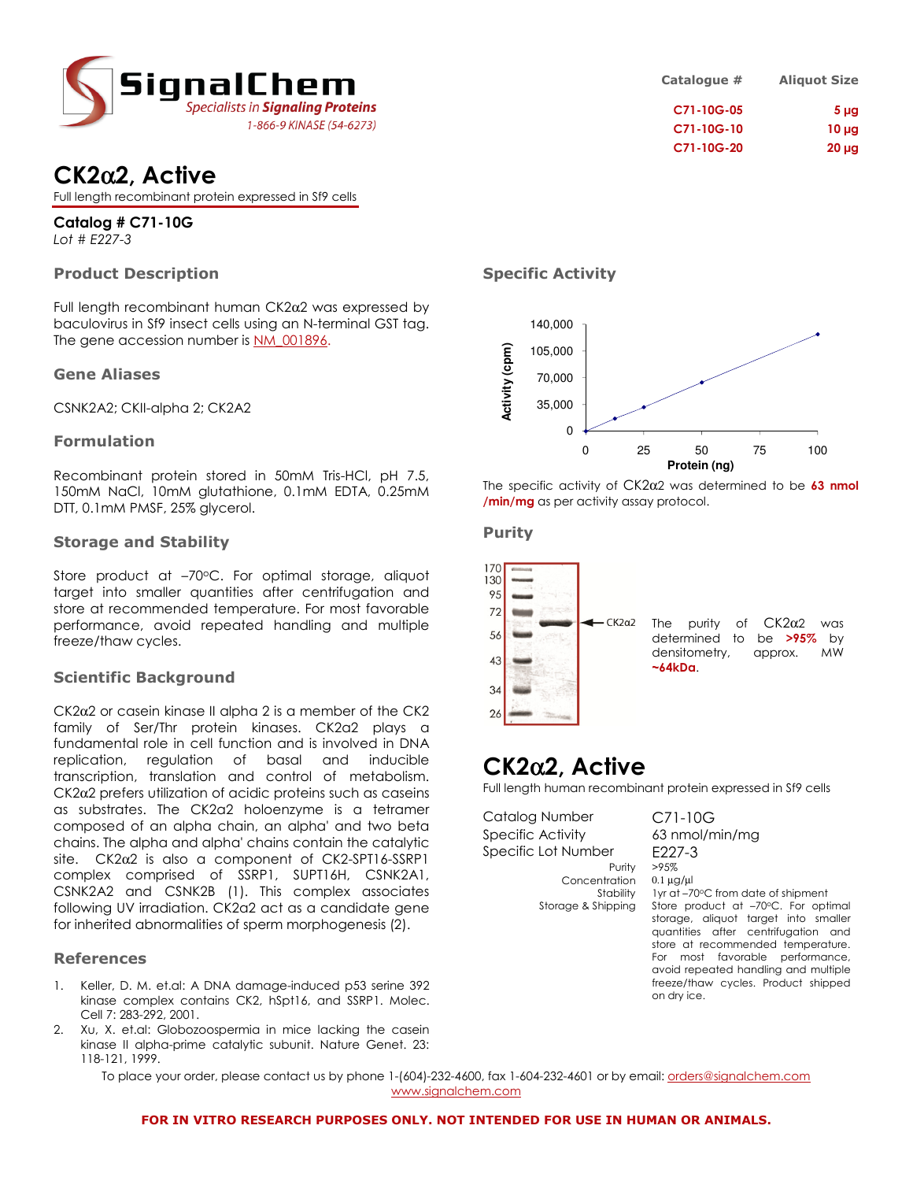# SignalChem

*Specialists in **Signaling Proteins***

*1-866-9 KINASE (54-6273)*

| Catalogue # | Aliquot Size |
|---|---|
| C71-10G-05 | 5 µg |
| C71-10G-10 | 10 µg |
| C71-10G-20 | 20 µg |

# CK2α2, Active

Full length recombinant protein expressed in Sf9 cells

**Catalog # C71-10G**

*Lot # E227-3*

## Product Description

Full length recombinant human CK2α2 was expressed by baculovirus in Sf9 insect cells using an N-terminal GST tag. The gene accession number is NM_001896.

## Gene Aliases

CSNK2A2; CKII-alpha 2; CK2A2

## Formulation

Recombinant protein stored in 50mM Tris-HCl, pH 7.5, 150mM NaCl, 10mM glutathione, 0.1mM EDTA, 0.25mM DTT, 0.1mM PMSF, 25% glycerol.

## Storage and Stability

Store product at –70°C. For optimal storage, aliquot target into smaller quantities after centrifugation and store at recommended temperature. For most favorable performance, avoid repeated handling and multiple freeze/thaw cycles.

## Scientific Background

CK2α2 or casein kinase II alpha 2 is a member of the CK2 family of Ser/Thr protein kinases. CK2α2 plays a fundamental role in cell function and is involved in DNA replication, regulation of basal and inducible transcription, translation and control of metabolism. CK2α2 prefers utilization of acidic proteins such as caseins as substrates. The CK2α2 holoenzyme is a tetramer composed of an alpha chain, an alpha' and two beta chains. The alpha and alpha' chains contain the catalytic site. CK2α2 is also a component of CK2-SPT16-SSRP1 complex comprised of SSRP1, SUPT16H, CSNK2A1, CSNK2A2 and CSNK2B (1). This complex associates following UV irradiation. CK2α2 act as a candidate gene for inherited abnormalities of sperm morphogenesis (2).

## References

1. Keller, D. M. et.al: A DNA damage-induced p53 serine 392 kinase complex contains CK2, hSpt16, and SSRP1. Molec. Cell 7: 283-292, 2001.
2. Xu, X. et.al: Globozoospermia in mice lacking the casein kinase II alpha-prime catalytic subunit. Nature Genet. 23: 118-121, 1999.

## Specific Activity

The specific activity of CK2α2 was determined to be **63 nmol /min/mg** as per activity assay protocol.

## Purity

The purity of CK2α2 was determined to be **>95%** by densitometry, approx. MW **~64kDa**.

# CK2α2, Active

Full length human recombinant protein expressed in Sf9 cells

| | |
|---|---|
| Catalog Number | C71-10G |
| Specific Activity | 63 nmol/min/mg |
| Specific Lot Number | E227-3 |
| Purity | >95% |
| Concentration | 0.1 µg/µl |
| Stability | 1yr at –70°C from date of shipment |
| Storage & Shipping | Store product at –70°C. For optimal storage, aliquot target into smaller quantities after centrifugation and store at recommended temperature. For most favorable performance, avoid repeated handling and multiple freeze/thaw cycles. Product shipped on dry ice. |

To place your order, please contact us by phone 1-(604)-232-4600, fax 1-604-232-4601 or by email: orders@signalchem.com
www.signalchem.com

**FOR IN VITRO RESEARCH PURPOSES ONLY. NOT INTENDED FOR USE IN HUMAN OR ANIMALS.**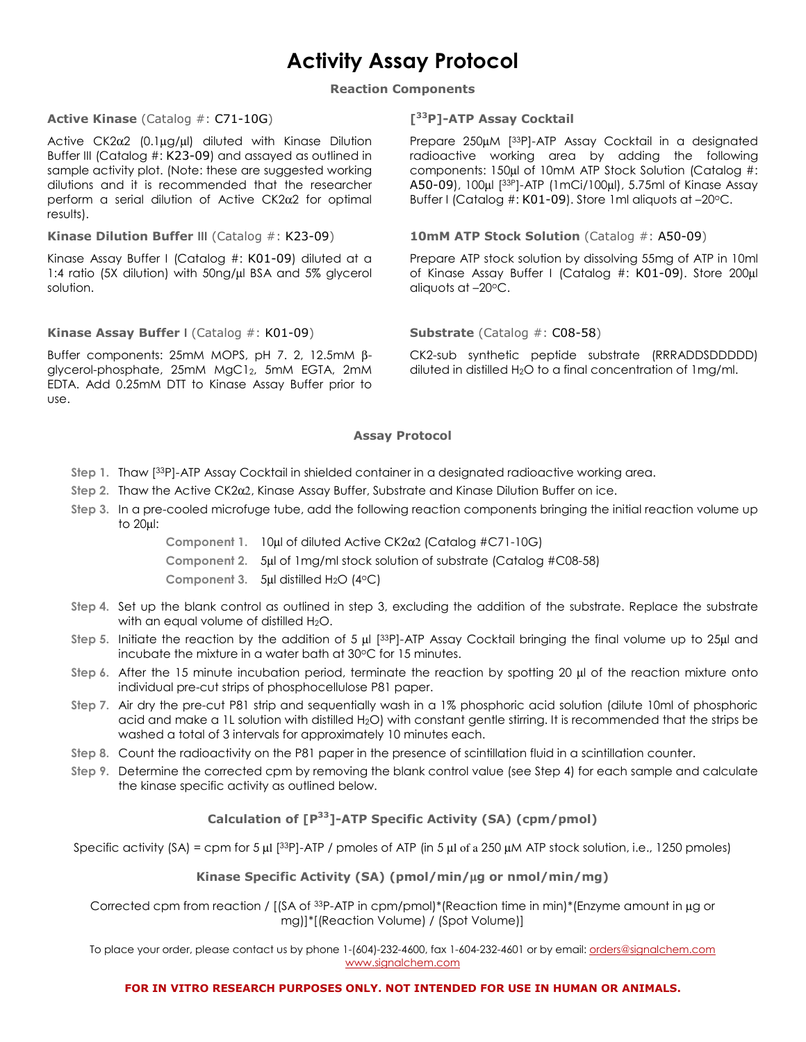# Activity Assay Protocol

## Reaction Components

**Active Kinase** (Catalog #: C71-10G)

Active CK2α2 (0.1µg/µl) diluted with Kinase Dilution Buffer III (Catalog #: K23-09) and assayed as outlined in sample activity plot. (Note: these are suggested working dilutions and it is recommended that the researcher perform a serial dilution of Active CK2α2 for optimal results).

**Kinase Dilution Buffer III** (Catalog #: K23-09)

Kinase Assay Buffer I (Catalog #: K01-09) diluted at a 1:4 ratio (5X dilution) with 50ng/µl BSA and 5% glycerol solution.

**Kinase Assay Buffer I** (Catalog #: K01-09)

Buffer components: 25mM MOPS, pH 7. 2, 12.5mM β-glycerol-phosphate, 25mM $MgCl_2$, 5mM EGTA, 2mM EDTA. Add 0.25mM DTT to Kinase Assay Buffer prior to use.

**[$^{33}$P]-ATP Assay Cocktail**

Prepare 250µM [$^{33}$P]-ATP Assay Cocktail in a designated radioactive working area by adding the following components: 150µl of 10mM ATP Stock Solution (Catalog #: A50-09), 100µl [$^{33}$P]-ATP (1mCi/100µl), 5.75ml of Kinase Assay Buffer I (Catalog #: K01-09). Store 1ml aliquots at –20°C.

**10mM ATP Stock Solution** (Catalog #: A50-09)

Prepare ATP stock solution by dissolving 55mg of ATP in 10ml of Kinase Assay Buffer I (Catalog #: K01-09). Store 200µl aliquots at –20°C.

**Substrate** (Catalog #: C08-58)

CK2-sub synthetic peptide substrate (RRRADDSDDDDD) diluted in distilled $H_2O$ to a final concentration of 1mg/ml.

## Assay Protocol

**Step 1.** Thaw [$^{33}$P]-ATP Assay Cocktail in shielded container in a designated radioactive working area.

**Step 2.** Thaw the Active CK2α2, Kinase Assay Buffer, Substrate and Kinase Dilution Buffer on ice.

**Step 3.** In a pre-cooled microfuge tube, add the following reaction components bringing the initial reaction volume up to 20µl:

- **Component 1.** 10µl of diluted Active CK2α2 (Catalog #C71-10G)
- **Component 2.** 5µl of 1mg/ml stock solution of substrate (Catalog #C08-58)
- **Component 3.** 5µl distilled $H_2O$ (4°C)

**Step 4.** Set up the blank control as outlined in step 3, excluding the addition of the substrate. Replace the substrate with an equal volume of distilled $H_2O$.

**Step 5.** Initiate the reaction by the addition of 5 µl [$^{33}$P]-ATP Assay Cocktail bringing the final volume up to 25µl and incubate the mixture in a water bath at 30°C for 15 minutes.

**Step 6.** After the 15 minute incubation period, terminate the reaction by spotting 20 µl of the reaction mixture onto individual pre-cut strips of phosphocellulose P81 paper.

**Step 7.** Air dry the pre-cut P81 strip and sequentially wash in a 1% phosphoric acid solution (dilute 10ml of phosphoric acid and make a 1L solution with distilled $H_2O$) with constant gentle stirring. It is recommended that the strips be washed a total of 3 intervals for approximately 10 minutes each.

**Step 8.** Count the radioactivity on the P81 paper in the presence of scintillation fluid in a scintillation counter.

**Step 9.** Determine the corrected cpm by removing the blank control value (see Step 4) for each sample and calculate the kinase specific activity as outlined below.

### Calculation of [P$^{33}$]-ATP Specific Activity (SA) (cpm/pmol)

Specific activity (SA) = cpm for 5 µl [$^{33}$P]-ATP / pmoles of ATP (in 5 µl of a 250 µM ATP stock solution, i.e., 1250 pmoles)

### Kinase Specific Activity (SA) (pmol/min/µg or nmol/min/mg)

Corrected cpm from reaction / [(SA of $^{33}$P-ATP in cpm/pmol)*(Reaction time in min)*(Enzyme amount in µg or mg)]*[(Reaction Volume) / (Spot Volume)]

To place your order, please contact us by phone 1-(604)-232-4600, fax 1-604-232-4601 or by email: orders@signalchem.com
www.signalchem.com

**FOR IN VITRO RESEARCH PURPOSES ONLY. NOT INTENDED FOR USE IN HUMAN OR ANIMALS.**